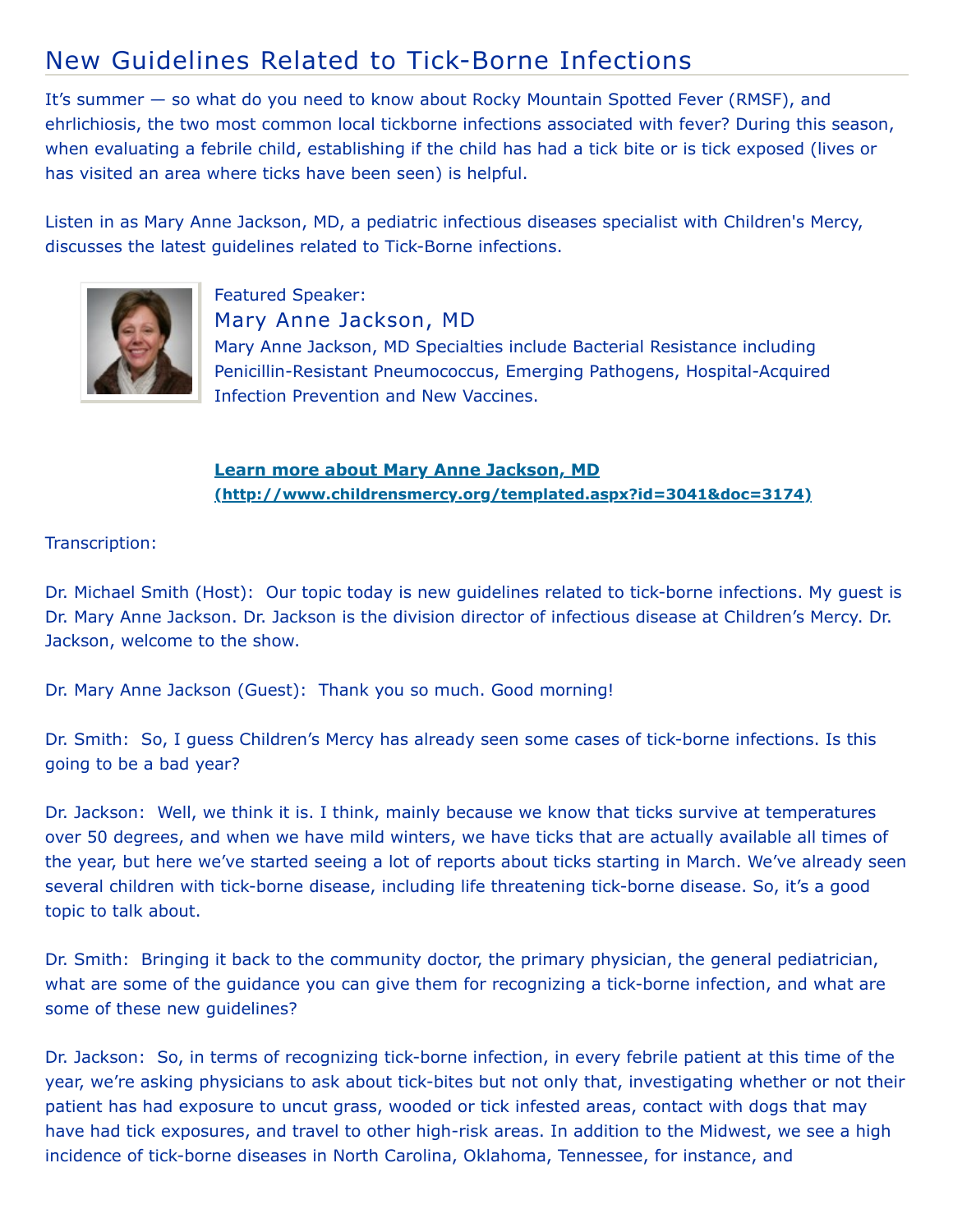# New Guidelines Related to Tick-Borne Infections

It's summer — so what do you need to know about Rocky Mountain Spotted Fever (RMSF), and ehrlichiosis, the two most common local tickborne infections associated with fever? During this season, when evaluating a febrile child, establishing if the child has had a tick bite or is tick exposed (lives or has visited an area where ticks have been seen) is helpful.

Listen in as Mary Anne Jackson, MD, a pediatric infectious diseases specialist with Children's Mercy, discusses the latest guidelines related to Tick-Borne infections.

Featured Speaker:

## Mary Anne Jackson, MD

Mary Anne Jackson, MD Specialties include Bacterial Resistance including Penicillin-Resistant Pneumococcus, Emerging Pathogens, Hospital-Acquired Infection Prevention and New Vaccines.

**[Learn more about Mary Anne Jackson, MD (http://www.childrensmercy.org/templated.aspx?id=3041&doc=3174)](http://www.childrensmercy.org/templated.aspx?id=3041&doc=3174)**

Transcription:

Dr. Michael Smith (Host): Our topic today is new guidelines related to tick-borne infections. My guest is Dr. Mary Anne Jackson. Dr. Jackson is the division director of infectious disease at Children's Mercy. Dr. Jackson, welcome to the show.

Dr. Mary Anne Jackson (Guest): Thank you so much. Good morning!

Dr. Smith: So, I guess Children's Mercy has already seen some cases of tick-borne infections. Is this going to be a bad year?

Dr. Jackson: Well, we think it is. I think, mainly because we know that ticks survive at temperatures over 50 degrees, and when we have mild winters, we have ticks that are actually available all times of the year, but here we've started seeing a lot of reports about ticks starting in March. We've already seen several children with tick-borne disease, including life threatening tick-borne disease. So, it's a good topic to talk about.

Dr. Smith: Bringing it back to the community doctor, the primary physician, the general pediatrician, what are some of the guidance you can give them for recognizing a tick-borne infection, and what are some of these new guidelines?

Dr. Jackson: So, in terms of recognizing tick-borne infection, in every febrile patient at this time of the year, we're asking physicians to ask about tick-bites but not only that, investigating whether or not their patient has had exposure to uncut grass, wooded or tick infested areas, contact with dogs that may have had tick exposures, and travel to other high-risk areas. In addition to the Midwest, we see a high incidence of tick-borne diseases in North Carolina, Oklahoma, Tennessee, for instance, and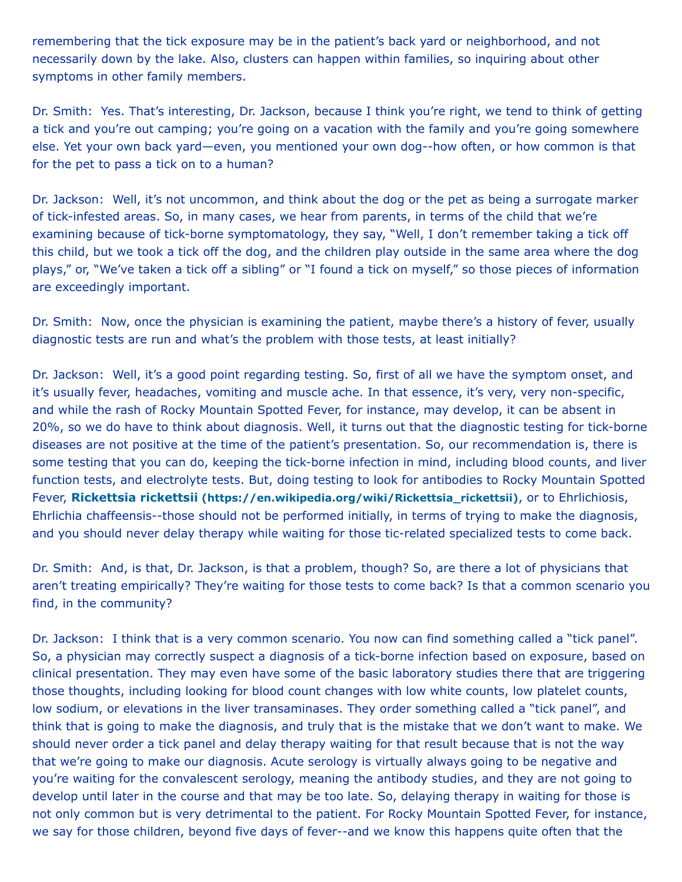remembering that the tick exposure may be in the patient's back yard or neighborhood, and not necessarily down by the lake. Also, clusters can happen within families, so inquiring about other symptoms in other family members.

Dr. Smith: Yes. That's interesting, Dr. Jackson, because I think you're right, we tend to think of getting a tick and you're out camping; you're going on a vacation with the family and you're going somewhere else. Yet your own back yard—even, you mentioned your own dog--how often, or how common is that for the pet to pass a tick on to a human?

Dr. Jackson: Well, it's not uncommon, and think about the dog or the pet as being a surrogate marker of tick-infested areas. So, in many cases, we hear from parents, in terms of the child that we're examining because of tick-borne symptomatology, they say, "Well, I don't remember taking a tick off this child, but we took a tick off the dog, and the children play outside in the same area where the dog plays," or, "We've taken a tick off a sibling" or "I found a tick on myself," so those pieces of information are exceedingly important.

Dr. Smith: Now, once the physician is examining the patient, maybe there's a history of fever, usually diagnostic tests are run and what's the problem with those tests, at least initially?

Dr. Jackson: Well, it's a good point regarding testing. So, first of all we have the symptom onset, and it's usually fever, headaches, vomiting and muscle ache. In that essence, it's very, very non-specific, and while the rash of Rocky Mountain Spotted Fever, for instance, may develop, it can be absent in 20%, so we do have to think about diagnosis. Well, it turns out that the diagnostic testing for tick-borne diseases are not positive at the time of the patient's presentation. So, our recommendation is, there is some testing that you can do, keeping the tick-borne infection in mind, including blood counts, and liver function tests, and electrolyte tests. But, doing testing to look for antibodies to Rocky Mountain Spotted Fever, **Rickettsia rickettsii (https://en.wikipedia.org/wiki/Rickettsia_rickettsii)**, or to Ehrlichiosis, Ehrlichia chaffeensis--those should not be performed initially, in terms of trying to make the diagnosis, and you should never delay therapy while waiting for those tic-related specialized tests to come back.

Dr. Smith: And, is that, Dr. Jackson, is that a problem, though? So, are there a lot of physicians that aren't treating empirically? They're waiting for those tests to come back? Is that a common scenario you find, in the community?

Dr. Jackson: I think that is a very common scenario. You now can find something called a "tick panel". So, a physician may correctly suspect a diagnosis of a tick-borne infection based on exposure, based on clinical presentation. They may even have some of the basic laboratory studies there that are triggering those thoughts, including looking for blood count changes with low white counts, low platelet counts, low sodium, or elevations in the liver transaminases. They order something called a "tick panel", and think that is going to make the diagnosis, and truly that is the mistake that we don't want to make. We should never order a tick panel and delay therapy waiting for that result because that is not the way that we're going to make our diagnosis. Acute serology is virtually always going to be negative and you're waiting for the convalescent serology, meaning the antibody studies, and they are not going to develop until later in the course and that may be too late. So, delaying therapy in waiting for those is not only common but is very detrimental to the patient. For Rocky Mountain Spotted Fever, for instance, we say for those children, beyond five days of fever--and we know this happens quite often that the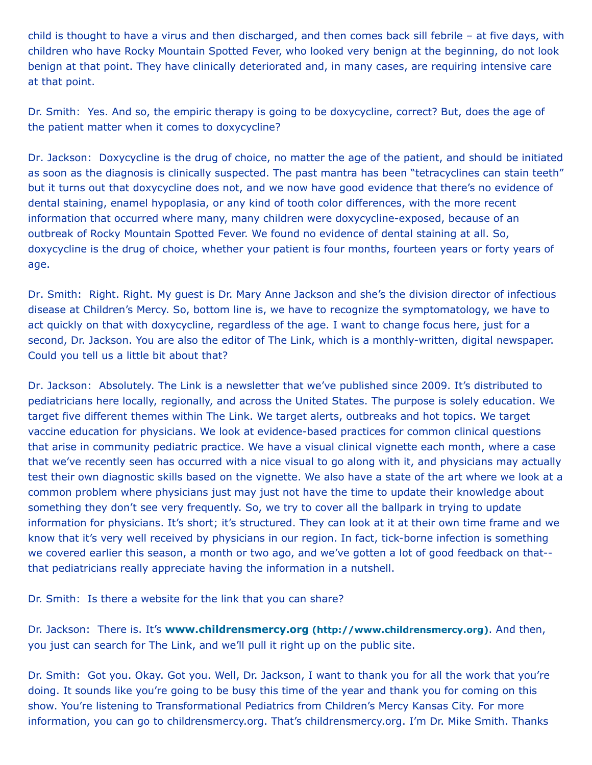child is thought to have a virus and then discharged, and then comes back sill febrile – at five days, with children who have Rocky Mountain Spotted Fever, who looked very benign at the beginning, do not look benign at that point. They have clinically deteriorated and, in many cases, are requiring intensive care at that point.

Dr. Smith: Yes. And so, the empiric therapy is going to be doxycycline, correct? But, does the age of the patient matter when it comes to doxycycline?

Dr. Jackson: Doxycycline is the drug of choice, no matter the age of the patient, and should be initiated as soon as the diagnosis is clinically suspected. The past mantra has been "tetracyclines can stain teeth" but it turns out that doxycycline does not, and we now have good evidence that there's no evidence of dental staining, enamel hypoplasia, or any kind of tooth color differences, with the more recent information that occurred where many, many children were doxycycline-exposed, because of an outbreak of Rocky Mountain Spotted Fever. We found no evidence of dental staining at all. So, doxycycline is the drug of choice, whether your patient is four months, fourteen years or forty years of age.

Dr. Smith: Right. Right. My guest is Dr. Mary Anne Jackson and she's the division director of infectious disease at Children's Mercy. So, bottom line is, we have to recognize the symptomatology, we have to act quickly on that with doxycycline, regardless of the age. I want to change focus here, just for a second, Dr. Jackson. You are also the editor of The Link, which is a monthly-written, digital newspaper. Could you tell us a little bit about that?

Dr. Jackson: Absolutely. The Link is a newsletter that we've published since 2009. It's distributed to pediatricians here locally, regionally, and across the United States. The purpose is solely education. We target five different themes within The Link. We target alerts, outbreaks and hot topics. We target vaccine education for physicians. We look at evidence-based practices for common clinical questions that arise in community pediatric practice. We have a visual clinical vignette each month, where a case that we've recently seen has occurred with a nice visual to go along with it, and physicians may actually test their own diagnostic skills based on the vignette. We also have a state of the art where we look at a common problem where physicians just may just not have the time to update their knowledge about something they don't see very frequently. So, we try to cover all the ballpark in trying to update information for physicians. It's short; it's structured. They can look at it at their own time frame and we know that it's very well received by physicians in our region. In fact, tick-borne infection is something we covered earlier this season, a month or two ago, and we've gotten a lot of good feedback on that--that pediatricians really appreciate having the information in a nutshell.

Dr. Smith: Is there a website for the link that you can share?

Dr. Jackson: There is. It's **www.childrensmercy.org (http://www.childrensmercy.org)**. And then, you just can search for The Link, and we'll pull it right up on the public site.

Dr. Smith: Got you. Okay. Got you. Well, Dr. Jackson, I want to thank you for all the work that you're doing. It sounds like you're going to be busy this time of the year and thank you for coming on this show. You're listening to Transformational Pediatrics from Children's Mercy Kansas City. For more information, you can go to childrensmercy.org. That's childrensmercy.org. I'm Dr. Mike Smith. Thanks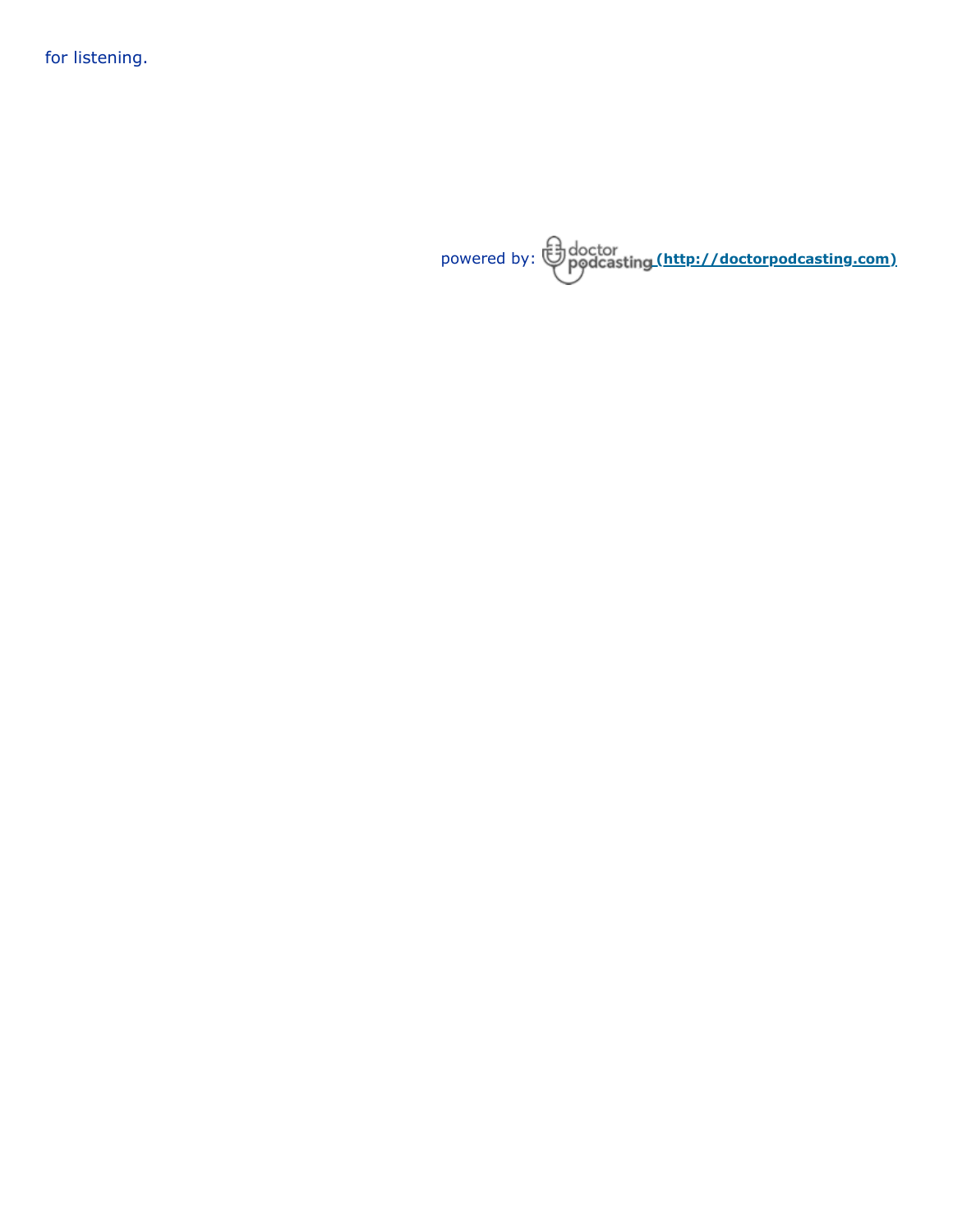for listening.

powered by: doctor podcasting [(http://doctorpodcasting.com)](http://doctorpodcasting.com)